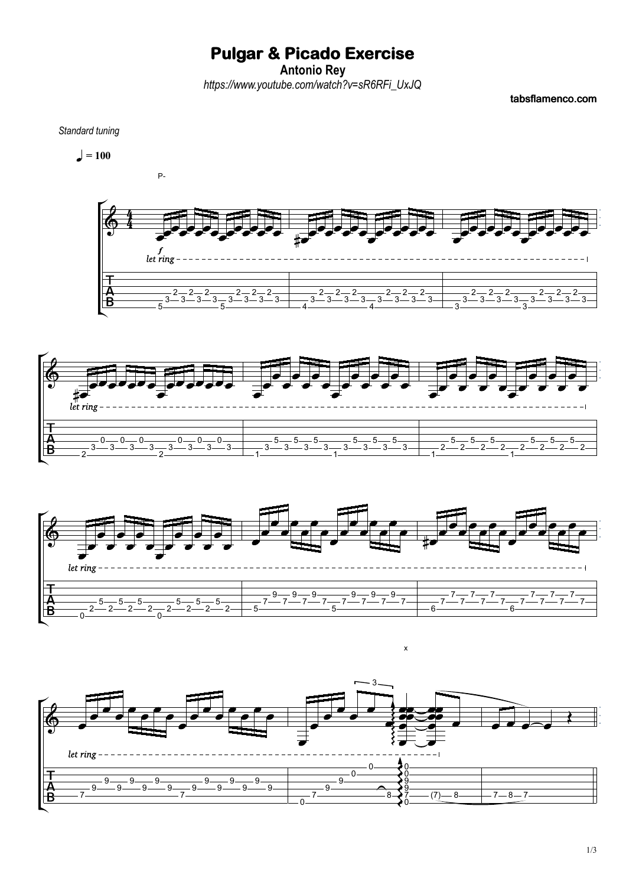# Pulgar & Picado Exercise

**Antonio Rey**

*https://www.youtube.com/watch?v=sR6RFi_UxJQ*

**tabsflamenco.com**

*Standard tuning*

♩ = 100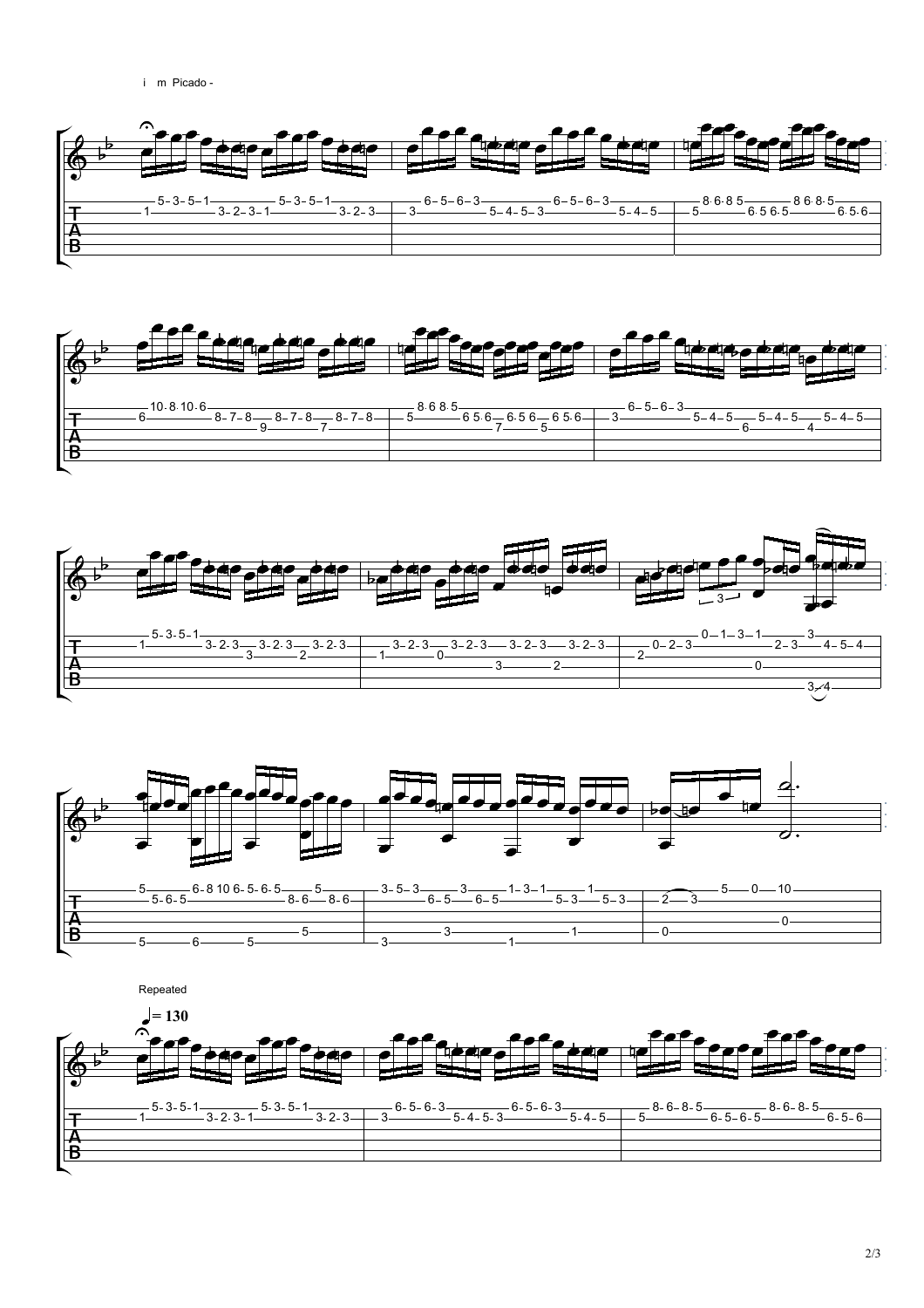i m Picado -

Repeated